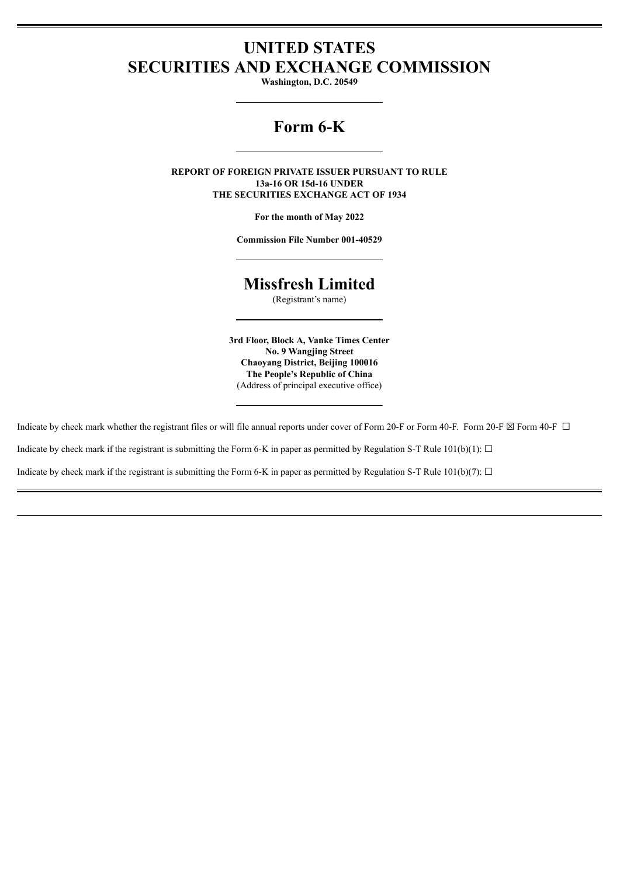# UNITED STATES
# SECURITIES AND EXCHANGE COMMISSION

**Washington, D.C. 20549**

---

# Form 6-K

---

**REPORT OF FOREIGN PRIVATE ISSUER PURSUANT TO RULE 13a-16 OR 15d-16 UNDER THE SECURITIES EXCHANGE ACT OF 1934**

**For the month of May 2022**

**Commission File Number 001-40529**

---

# Missfresh Limited

(Registrant's name)

---

**3rd Floor, Block A, Vanke Times Center**
**No. 9 Wangjing Street**
**Chaoyang District, Beijing 100016**
**The People's Republic of China**
(Address of principal executive office)

---

Indicate by check mark whether the registrant files or will file annual reports under cover of Form 20-F or Form 40-F. Form 20-F ☒ Form 40-F ☐

Indicate by check mark if the registrant is submitting the Form 6-K in paper as permitted by Regulation S-T Rule 101(b)(1): ☐

Indicate by check mark if the registrant is submitting the Form 6-K in paper as permitted by Regulation S-T Rule 101(b)(7): ☐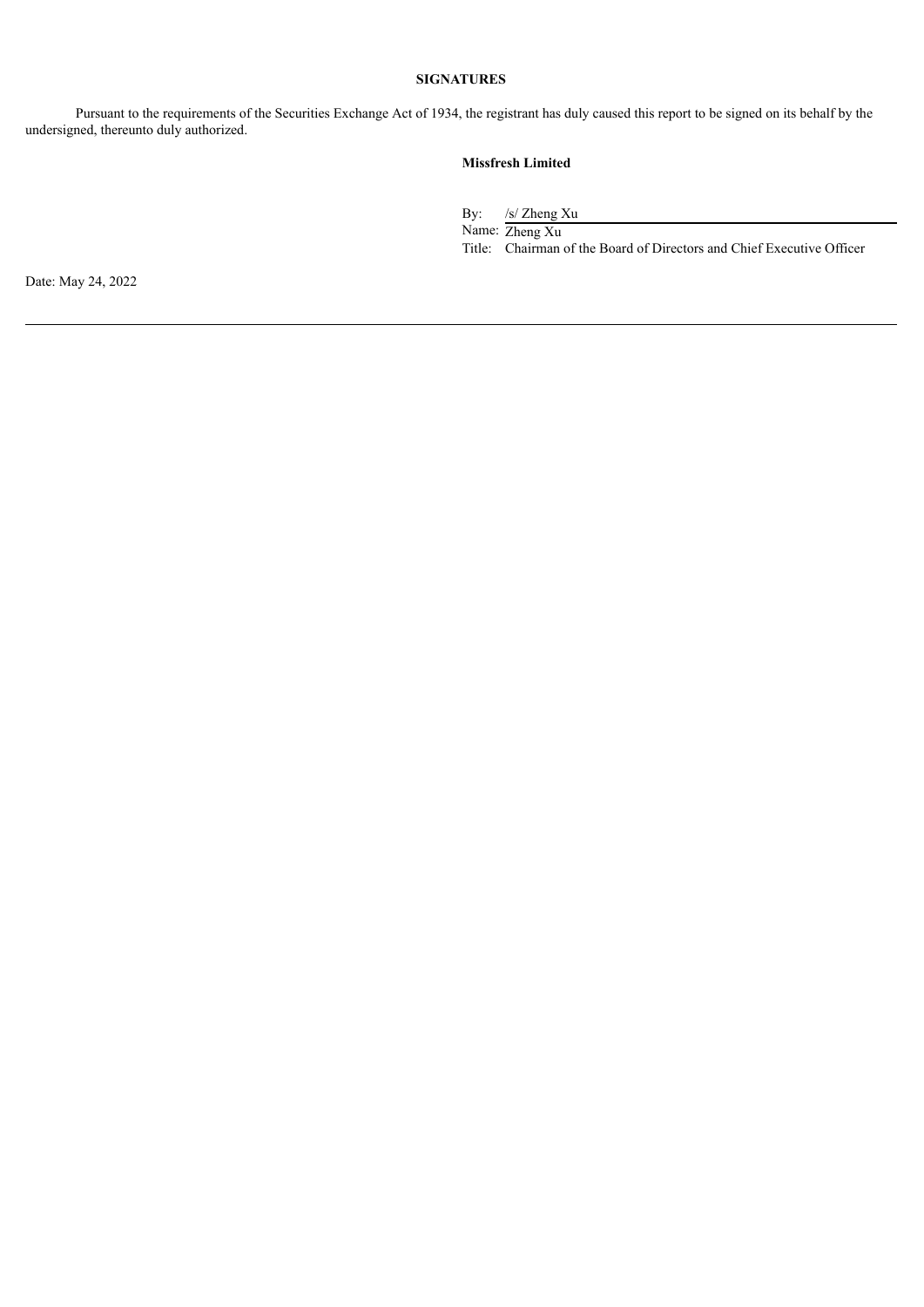## SIGNATURES

Pursuant to the requirements of the Securities Exchange Act of 1934, the registrant has duly caused this report to be signed on its behalf by the undersigned, thereunto duly authorized.

**Missfresh Limited**

By: /s/ Zheng Xu

Name: Zheng Xu

Title: Chairman of the Board of Directors and Chief Executive Officer

Date: May 24, 2022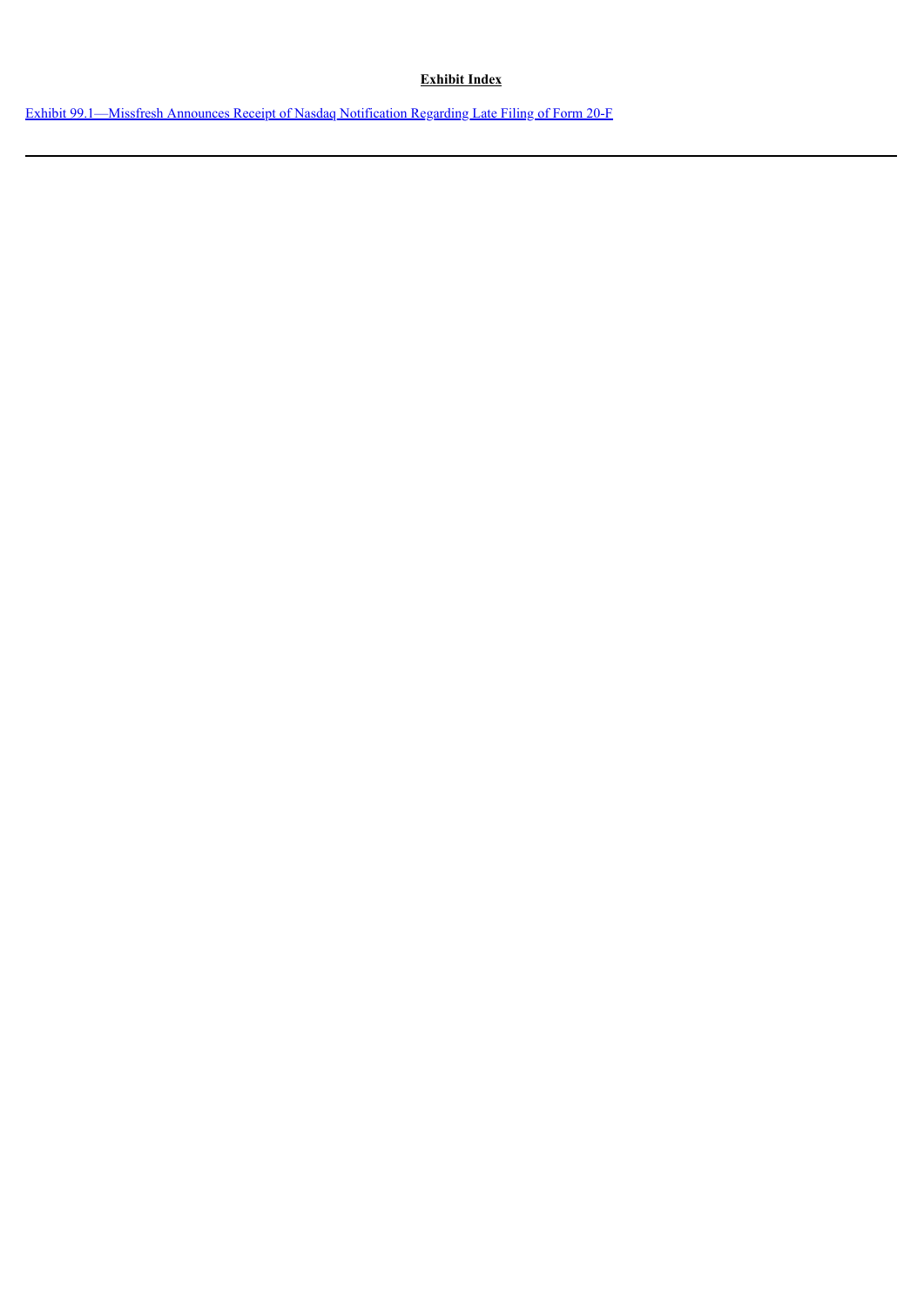**Exhibit Index**

Exhibit 99.1—Missfresh Announces Receipt of Nasdaq Notification Regarding Late Filing of Form 20-F

---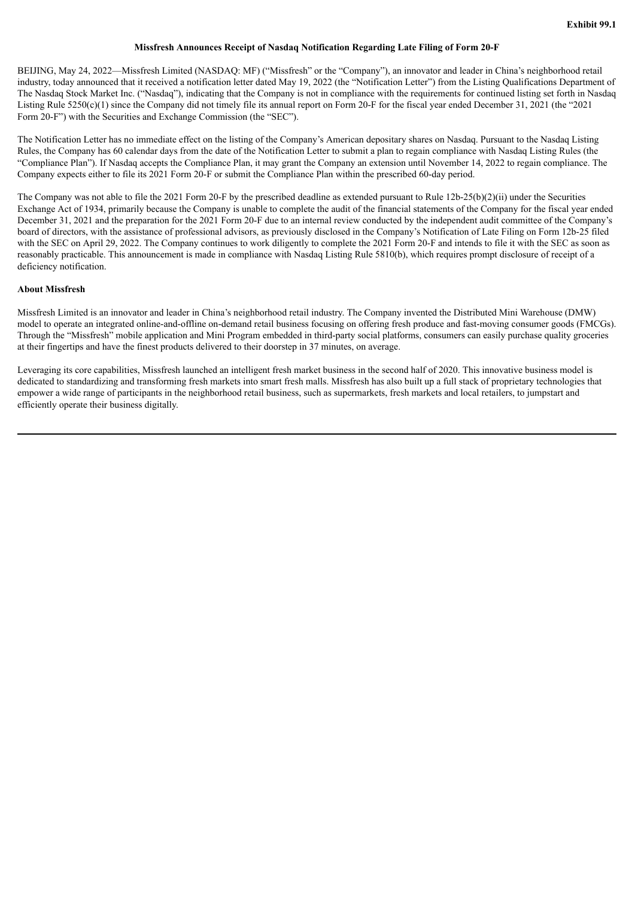**Exhibit 99.1**

**Missfresh Announces Receipt of Nasdaq Notification Regarding Late Filing of Form 20-F**

BEIJING, May 24, 2022—Missfresh Limited (NASDAQ: MF) ("Missfresh" or the "Company"), an innovator and leader in China's neighborhood retail industry, today announced that it received a notification letter dated May 19, 2022 (the "Notification Letter") from the Listing Qualifications Department of The Nasdaq Stock Market Inc. ("Nasdaq"), indicating that the Company is not in compliance with the requirements for continued listing set forth in Nasdaq Listing Rule 5250(c)(1) since the Company did not timely file its annual report on Form 20-F for the fiscal year ended December 31, 2021 (the "2021 Form 20-F") with the Securities and Exchange Commission (the "SEC").

The Notification Letter has no immediate effect on the listing of the Company's American depositary shares on Nasdaq. Pursuant to the Nasdaq Listing Rules, the Company has 60 calendar days from the date of the Notification Letter to submit a plan to regain compliance with Nasdaq Listing Rules (the "Compliance Plan"). If Nasdaq accepts the Compliance Plan, it may grant the Company an extension until November 14, 2022 to regain compliance. The Company expects either to file its 2021 Form 20-F or submit the Compliance Plan within the prescribed 60-day period.

The Company was not able to file the 2021 Form 20-F by the prescribed deadline as extended pursuant to Rule 12b-25(b)(2)(ii) under the Securities Exchange Act of 1934, primarily because the Company is unable to complete the audit of the financial statements of the Company for the fiscal year ended December 31, 2021 and the preparation for the 2021 Form 20-F due to an internal review conducted by the independent audit committee of the Company's board of directors, with the assistance of professional advisors, as previously disclosed in the Company's Notification of Late Filing on Form 12b-25 filed with the SEC on April 29, 2022. The Company continues to work diligently to complete the 2021 Form 20-F and intends to file it with the SEC as soon as reasonably practicable. This announcement is made in compliance with Nasdaq Listing Rule 5810(b), which requires prompt disclosure of receipt of a deficiency notification.

**About Missfresh**

Missfresh Limited is an innovator and leader in China's neighborhood retail industry. The Company invented the Distributed Mini Warehouse (DMW) model to operate an integrated online-and-offline on-demand retail business focusing on offering fresh produce and fast-moving consumer goods (FMCGs). Through the "Missfresh" mobile application and Mini Program embedded in third-party social platforms, consumers can easily purchase quality groceries at their fingertips and have the finest products delivered to their doorstep in 37 minutes, on average.

Leveraging its core capabilities, Missfresh launched an intelligent fresh market business in the second half of 2020. This innovative business model is dedicated to standardizing and transforming fresh markets into smart fresh malls. Missfresh has also built up a full stack of proprietary technologies that empower a wide range of participants in the neighborhood retail business, such as supermarkets, fresh markets and local retailers, to jumpstart and efficiently operate their business digitally.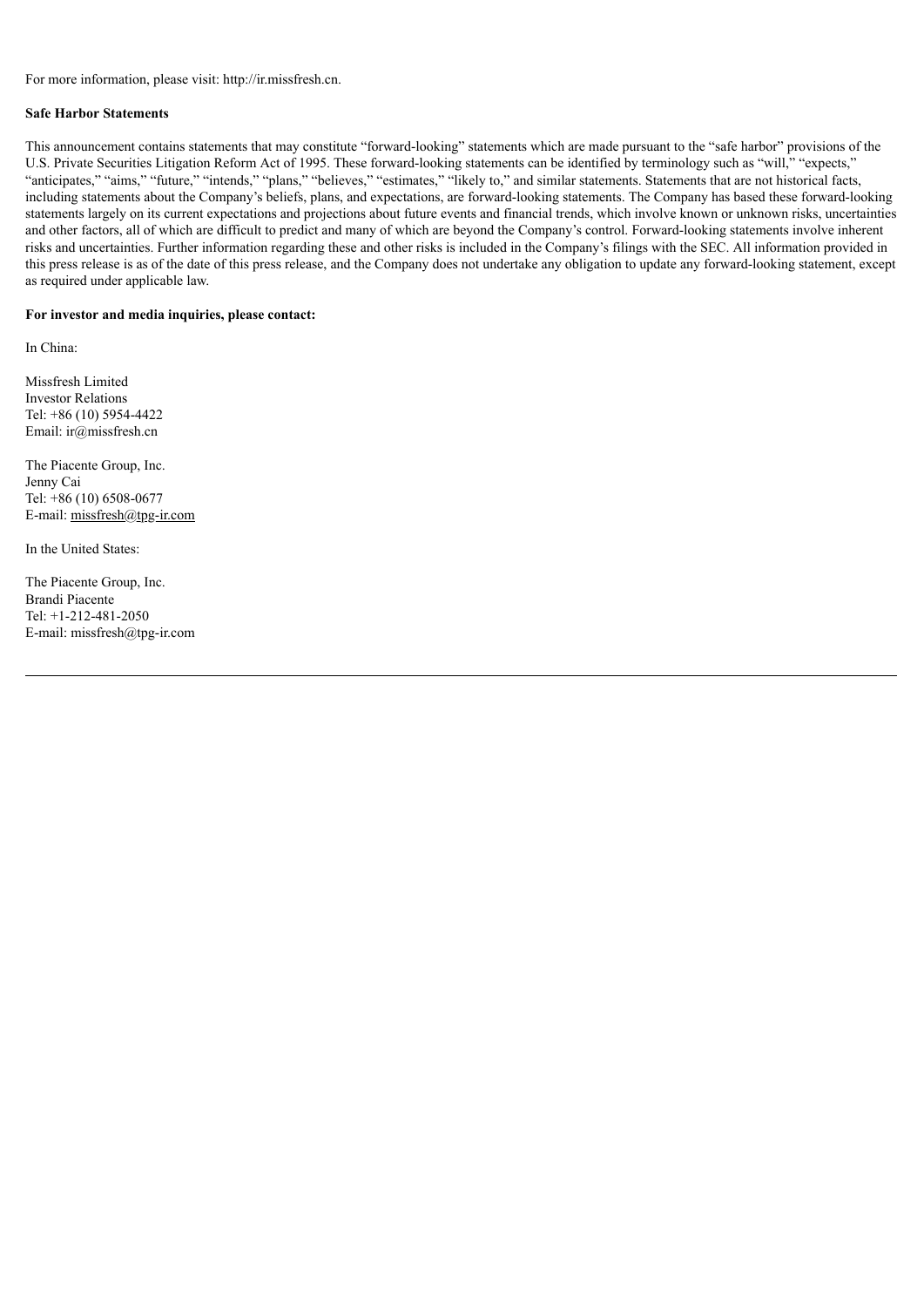For more information, please visit: http://ir.missfresh.cn.

**Safe Harbor Statements**

This announcement contains statements that may constitute "forward-looking" statements which are made pursuant to the "safe harbor" provisions of the U.S. Private Securities Litigation Reform Act of 1995. These forward-looking statements can be identified by terminology such as "will," "expects," "anticipates," "aims," "future," "intends," "plans," "believes," "estimates," "likely to," and similar statements. Statements that are not historical facts, including statements about the Company's beliefs, plans, and expectations, are forward-looking statements. The Company has based these forward-looking statements largely on its current expectations and projections about future events and financial trends, which involve known or unknown risks, uncertainties and other factors, all of which are difficult to predict and many of which are beyond the Company's control. Forward-looking statements involve inherent risks and uncertainties. Further information regarding these and other risks is included in the Company's filings with the SEC. All information provided in this press release is as of the date of this press release, and the Company does not undertake any obligation to update any forward-looking statement, except as required under applicable law.

**For investor and media inquiries, please contact:**

In China:

Missfresh Limited
Investor Relations
Tel: +86 (10) 5954-4422
Email: ir@missfresh.cn

The Piacente Group, Inc.
Jenny Cai
Tel: +86 (10) 6508-0677
E-mail: missfresh@tpg-ir.com

In the United States:

The Piacente Group, Inc.
Brandi Piacente
Tel: +1-212-481-2050
E-mail: missfresh@tpg-ir.com